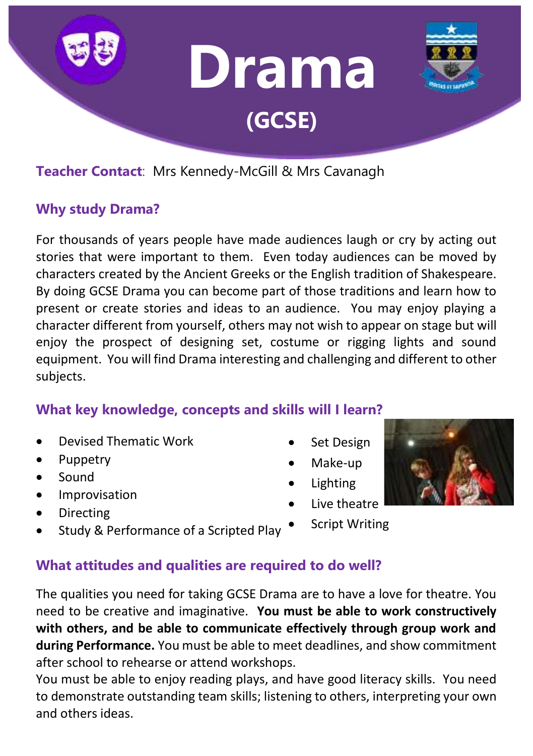# Drama

## (GCSE)

**Teacher Contact**: Mrs Kennedy-McGill & Mrs Cavanagh

### Why study Drama?

For thousands of years people have made audiences laugh or cry by acting out stories that were important to them. Even today audiences can be moved by characters created by the Ancient Greeks or the English tradition of Shakespeare. By doing GCSE Drama you can become part of those traditions and learn how to present or create stories and ideas to an audience. You may enjoy playing a character different from yourself, others may not wish to appear on stage but will enjoy the prospect of designing set, costume or rigging lights and sound equipment. You will find Drama interesting and challenging and different to other subjects.

### What key knowledge, concepts and skills will I learn?

- Devised Thematic Work
- Puppetry
- Sound
- Improvisation
- Directing
- Study & Performance of a Scripted Play
- Set Design
- Make-up
- Lighting
- Live theatre
- Script Writing

### What attitudes and qualities are required to do well?

The qualities you need for taking GCSE Drama are to have a love for theatre. You need to be creative and imaginative. **You must be able to work constructively with others, and be able to communicate effectively through group work and during Performance.** You must be able to meet deadlines, and show commitment after school to rehearse or attend workshops.

You must be able to enjoy reading plays, and have good literacy skills. You need to demonstrate outstanding team skills; listening to others, interpreting your own and others ideas.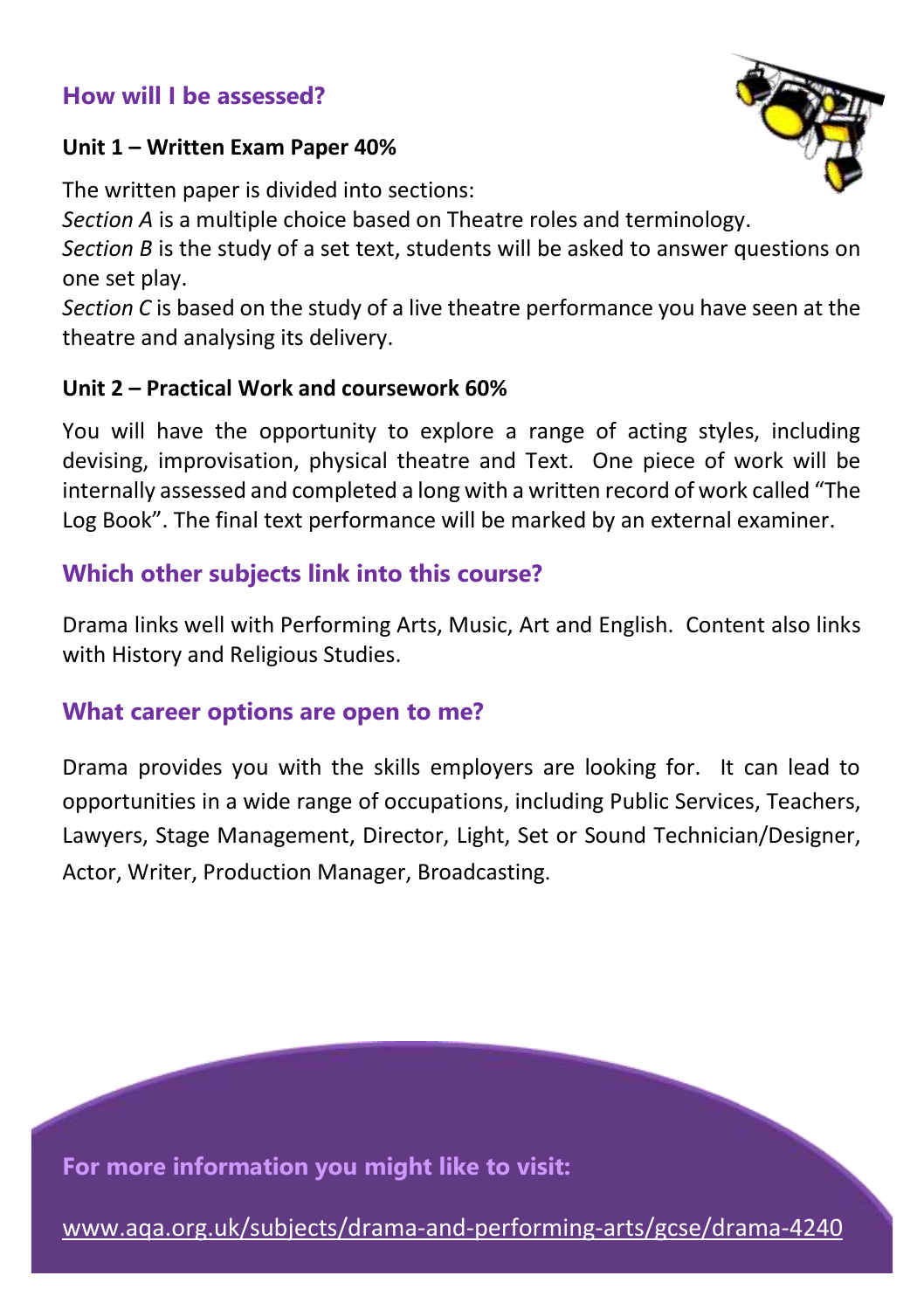## How will I be assessed?

**Unit 1 – Written Exam Paper 40%**

The written paper is divided into sections:
*Section A* is a multiple choice based on Theatre roles and terminology.
*Section B* is the study of a set text, students will be asked to answer questions on one set play.
*Section C* is based on the study of a live theatre performance you have seen at the theatre and analysing its delivery.

**Unit 2 – Practical Work and coursework 60%**

You will have the opportunity to explore a range of acting styles, including devising, improvisation, physical theatre and Text. One piece of work will be internally assessed and completed a long with a written record of work called "The Log Book". The final text performance will be marked by an external examiner.

## Which other subjects link into this course?

Drama links well with Performing Arts, Music, Art and English. Content also links with History and Religious Studies.

## What career options are open to me?

Drama provides you with the skills employers are looking for. It can lead to opportunities in a wide range of occupations, including Public Services, Teachers, Lawyers, Stage Management, Director, Light, Set or Sound Technician/Designer, Actor, Writer, Production Manager, Broadcasting.

**For more information you might like to visit:**

www.aqa.org.uk/subjects/drama-and-performing-arts/gcse/drama-4240